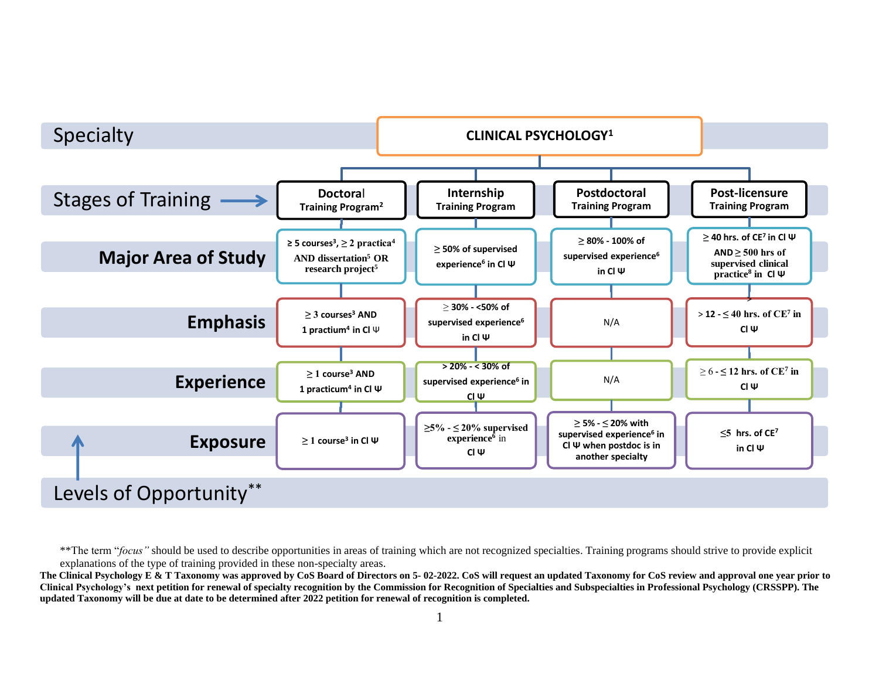| Specialty | CLINICAL PSYCHOLOGY[1] | | | |
|---|---|---|---|---|
| **Stages of Training** | **Doctoral Training Program[2]** | **Internship Training Program** | **Postdoctoral Training Program** | **Post-licensure Training Program** |
| **Major Area of Study** | ≥ 5 courses[3], ≥ 2 practica[4] AND dissertation[5] OR research project[5] | ≥ 50% of supervised experience[6] in Cl Ψ | ≥ 80% - 100% of supervised experience[6] in Cl Ψ | ≥ 40 hrs. of CE[7] in Cl Ψ AND ≥ 500 hrs of supervised clinical practice[8] in Cl Ψ |
| **Emphasis** | ≥ 3 courses[3] AND 1 practium[4] in Cl Ψ | ≥ 30% - <50% of supervised experience[6] in Cl Ψ | N/A | > 12 - ≤ 40 hrs. of CE[7] in Cl Ψ |
| **Experience** | ≥ 1 course[3] AND 1 practicum[4] in Cl Ψ | > 20% - < 30% of supervised experience[6] in Cl Ψ | N/A | ≥ 6 - ≤ 12 hrs. of CE[7] in Cl Ψ |
| **Exposure** | ≥ 1 course[3] in Cl Ψ | ≥5% - ≤ 20% supervised experience[6] in Cl Ψ | ≥ 5% - ≤ 20% with supervised experience[6] in Cl Ψ when postdoc is in another specialty | ≤5 hrs. of CE[7] in Cl Ψ |
| **Levels of Opportunity\*\*** | | | | |

\*\*The term "*focus"* should be used to describe opportunities in areas of training which are not recognized specialties. Training programs should strive to provide explicit explanations of the type of training provided in these non-specialty areas.

**The Clinical Psychology E & T Taxonomy was approved by CoS Board of Directors on 5- 02-2022. CoS will request an updated Taxonomy for CoS review and approval one year prior to Clinical Psychology's next petition for renewal of specialty recognition by the Commission for Recognition of Specialties and Subspecialties in Professional Psychology (CRSSPP). The updated Taxonomy will be due at date to be determined after 2022 petition for renewal of recognition is completed.**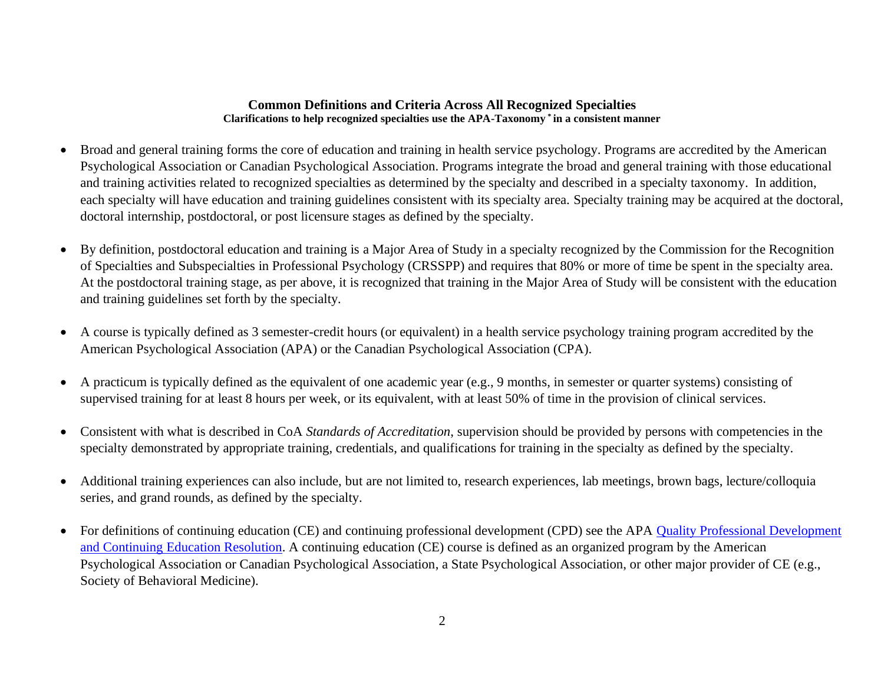## Common Definitions and Criteria Across All Recognized Specialties

**Clarifications to help recognized specialties use the APA-Taxonomy * in a consistent manner**

- Broad and general training forms the core of education and training in health service psychology. Programs are accredited by the American Psychological Association or Canadian Psychological Association. Programs integrate the broad and general training with those educational and training activities related to recognized specialties as determined by the specialty and described in a specialty taxonomy. In addition, each specialty will have education and training guidelines consistent with its specialty area. Specialty training may be acquired at the doctoral, doctoral internship, postdoctoral, or post licensure stages as defined by the specialty.

- By definition, postdoctoral education and training is a Major Area of Study in a specialty recognized by the Commission for the Recognition of Specialties and Subspecialties in Professional Psychology (CRSSPP) and requires that 80% or more of time be spent in the specialty area. At the postdoctoral training stage, as per above, it is recognized that training in the Major Area of Study will be consistent with the education and training guidelines set forth by the specialty.

- A course is typically defined as 3 semester-credit hours (or equivalent) in a health service psychology training program accredited by the American Psychological Association (APA) or the Canadian Psychological Association (CPA).

- A practicum is typically defined as the equivalent of one academic year (e.g., 9 months, in semester or quarter systems) consisting of supervised training for at least 8 hours per week, or its equivalent, with at least 50% of time in the provision of clinical services.

- Consistent with what is described in CoA *Standards of Accreditation*, supervision should be provided by persons with competencies in the specialty demonstrated by appropriate training, credentials, and qualifications for training in the specialty as defined by the specialty.

- Additional training experiences can also include, but are not limited to, research experiences, lab meetings, brown bags, lecture/colloquia series, and grand rounds, as defined by the specialty.

- For definitions of continuing education (CE) and continuing professional development (CPD) see the APA Quality Professional Development and Continuing Education Resolution. A continuing education (CE) course is defined as an organized program by the American Psychological Association or Canadian Psychological Association, a State Psychological Association, or other major provider of CE (e.g., Society of Behavioral Medicine).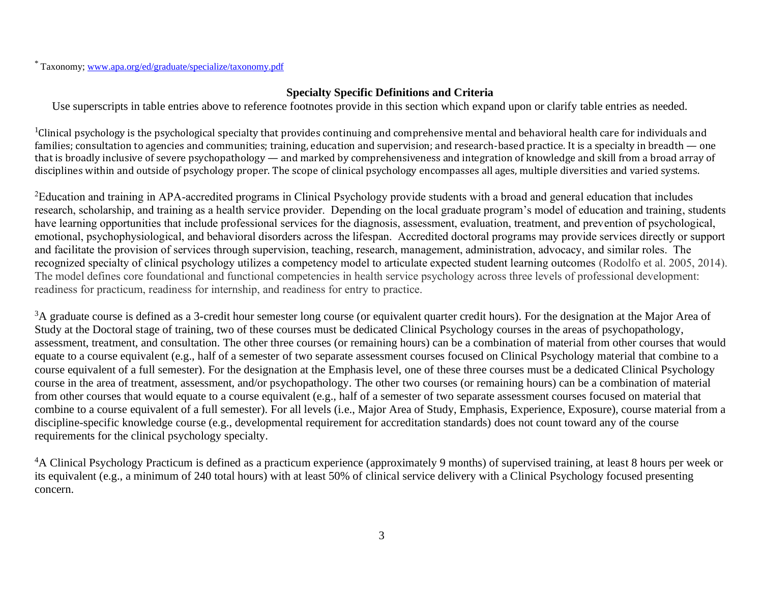[*] Taxonomy; www.apa.org/ed/graduate/specialize/taxonomy.pdf

## Specialty Specific Definitions and Criteria

Use superscripts in table entries above to reference footnotes provide in this section which expand upon or clarify table entries as needed.

[1]Clinical psychology is the psychological specialty that provides continuing and comprehensive mental and behavioral health care for individuals and families; consultation to agencies and communities; training, education and supervision; and research-based practice. It is a specialty in breadth — one that is broadly inclusive of severe psychopathology — and marked by comprehensiveness and integration of knowledge and skill from a broad array of disciplines within and outside of psychology proper. The scope of clinical psychology encompasses all ages, multiple diversities and varied systems.

[2]Education and training in APA-accredited programs in Clinical Psychology provide students with a broad and general education that includes research, scholarship, and training as a health service provider. Depending on the local graduate program's model of education and training, students have learning opportunities that include professional services for the diagnosis, assessment, evaluation, treatment, and prevention of psychological, emotional, psychophysiological, and behavioral disorders across the lifespan. Accredited doctoral programs may provide services directly or support and facilitate the provision of services through supervision, teaching, research, management, administration, advocacy, and similar roles. The recognized specialty of clinical psychology utilizes a competency model to articulate expected student learning outcomes (Rodolfo et al. 2005, 2014). The model defines core foundational and functional competencies in health service psychology across three levels of professional development: readiness for practicum, readiness for internship, and readiness for entry to practice.

[3]A graduate course is defined as a 3-credit hour semester long course (or equivalent quarter credit hours). For the designation at the Major Area of Study at the Doctoral stage of training, two of these courses must be dedicated Clinical Psychology courses in the areas of psychopathology, assessment, treatment, and consultation. The other three courses (or remaining hours) can be a combination of material from other courses that would equate to a course equivalent (e.g., half of a semester of two separate assessment courses focused on Clinical Psychology material that combine to a course equivalent of a full semester). For the designation at the Emphasis level, one of these three courses must be a dedicated Clinical Psychology course in the area of treatment, assessment, and/or psychopathology. The other two courses (or remaining hours) can be a combination of material from other courses that would equate to a course equivalent (e.g., half of a semester of two separate assessment courses focused on material that combine to a course equivalent of a full semester). For all levels (i.e., Major Area of Study, Emphasis, Experience, Exposure), course material from a discipline-specific knowledge course (e.g., developmental requirement for accreditation standards) does not count toward any of the course requirements for the clinical psychology specialty.

[4]A Clinical Psychology Practicum is defined as a practicum experience (approximately 9 months) of supervised training, at least 8 hours per week or its equivalent (e.g., a minimum of 240 total hours) with at least 50% of clinical service delivery with a Clinical Psychology focused presenting concern.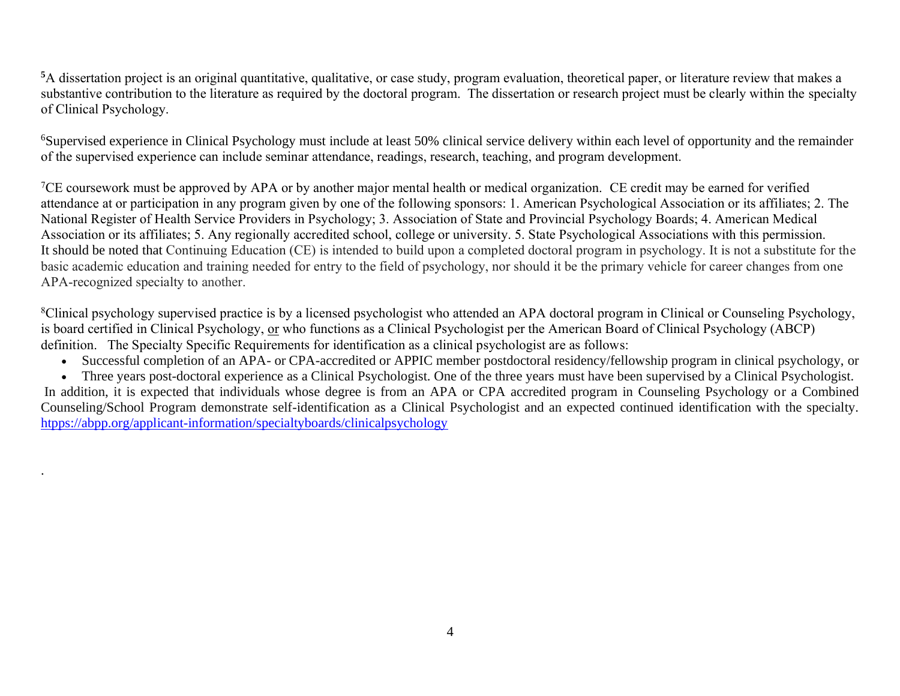[5]A dissertation project is an original quantitative, qualitative, or case study, program evaluation, theoretical paper, or literature review that makes a substantive contribution to the literature as required by the doctoral program. The dissertation or research project must be clearly within the specialty of Clinical Psychology.

[6]Supervised experience in Clinical Psychology must include at least 50% clinical service delivery within each level of opportunity and the remainder of the supervised experience can include seminar attendance, readings, research, teaching, and program development.

[7]CE coursework must be approved by APA or by another major mental health or medical organization. CE credit may be earned for verified attendance at or participation in any program given by one of the following sponsors: 1. American Psychological Association or its affiliates; 2. The National Register of Health Service Providers in Psychology; 3. Association of State and Provincial Psychology Boards; 4. American Medical Association or its affiliates; 5. Any regionally accredited school, college or university. 5. State Psychological Associations with this permission. It should be noted that Continuing Education (CE) is intended to build upon a completed doctoral program in psychology. It is not a substitute for the basic academic education and training needed for entry to the field of psychology, nor should it be the primary vehicle for career changes from one APA-recognized specialty to another.

[8]Clinical psychology supervised practice is by a licensed psychologist who attended an APA doctoral program in Clinical or Counseling Psychology, is board certified in Clinical Psychology, or who functions as a Clinical Psychologist per the American Board of Clinical Psychology (ABCP) definition. The Specialty Specific Requirements for identification as a clinical psychologist are as follows:

- Successful completion of an APA- or CPA-accredited or APPIC member postdoctoral residency/fellowship program in clinical psychology, or
- Three years post-doctoral experience as a Clinical Psychologist. One of the three years must have been supervised by a Clinical Psychologist.

In addition, it is expected that individuals whose degree is from an APA or CPA accredited program in Counseling Psychology or a Combined Counseling/School Program demonstrate self-identification as a Clinical Psychologist and an expected continued identification with the specialty. htpps://abpp.org/applicant-information/specialtyboards/clinicalpsychology

.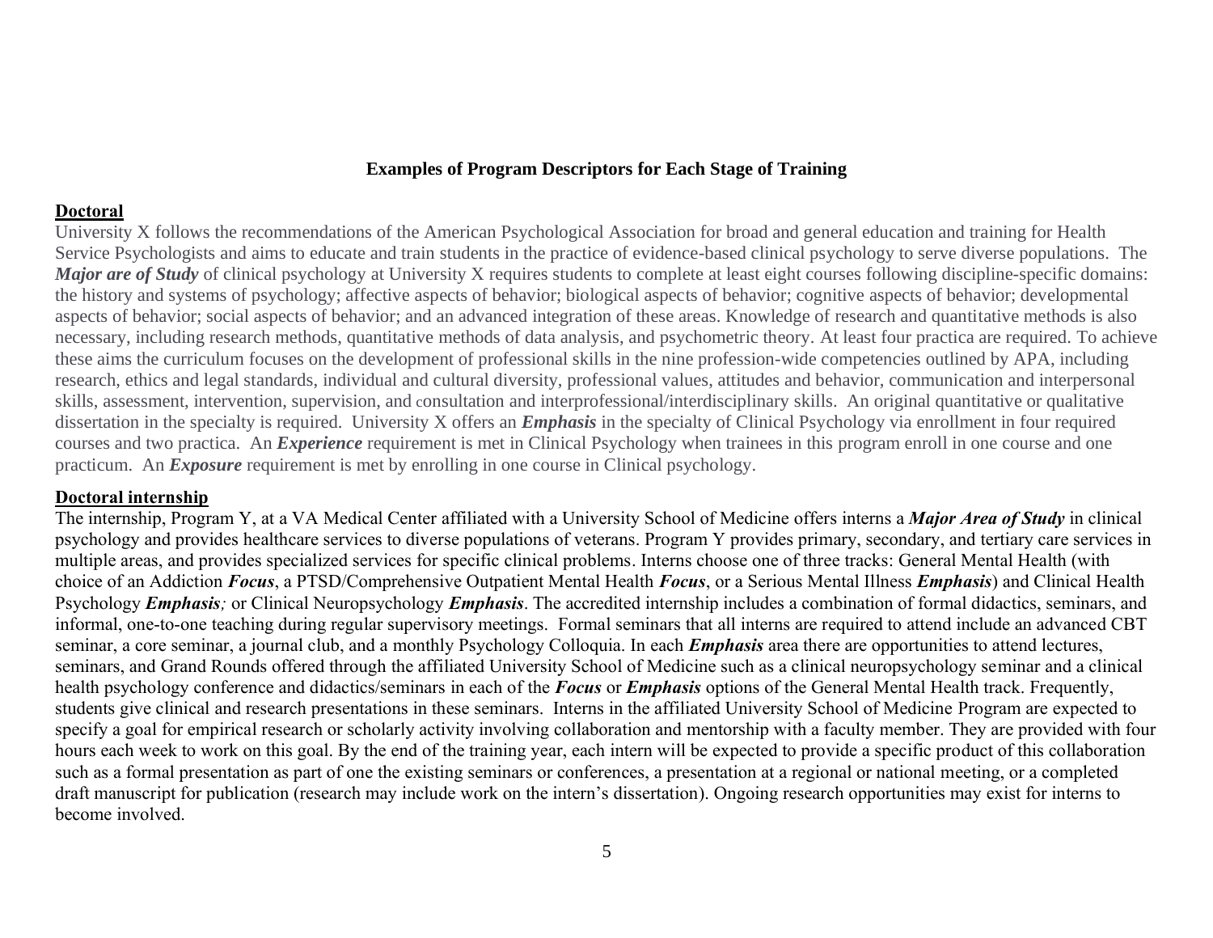**Examples of Program Descriptors for Each Stage of Training**

**Doctoral**

University X follows the recommendations of the American Psychological Association for broad and general education and training for Health Service Psychologists and aims to educate and train students in the practice of evidence-based clinical psychology to serve diverse populations. The ***Major are of Study*** of clinical psychology at University X requires students to complete at least eight courses following discipline-specific domains: the history and systems of psychology; affective aspects of behavior; biological aspects of behavior; cognitive aspects of behavior; developmental aspects of behavior; social aspects of behavior; and an advanced integration of these areas. Knowledge of research and quantitative methods is also necessary, including research methods, quantitative methods of data analysis, and psychometric theory. At least four practica are required. To achieve these aims the curriculum focuses on the development of professional skills in the nine profession-wide competencies outlined by APA, including research, ethics and legal standards, individual and cultural diversity, professional values, attitudes and behavior, communication and interpersonal skills, assessment, intervention, supervision, and consultation and interprofessional/interdisciplinary skills. An original quantitative or qualitative dissertation in the specialty is required. University X offers an ***Emphasis*** in the specialty of Clinical Psychology via enrollment in four required courses and two practica. An ***Experience*** requirement is met in Clinical Psychology when trainees in this program enroll in one course and one practicum. An ***Exposure*** requirement is met by enrolling in one course in Clinical psychology.

**Doctoral internship**

The internship, Program Y, at a VA Medical Center affiliated with a University School of Medicine offers interns a ***Major Area of Study*** in clinical psychology and provides healthcare services to diverse populations of veterans. Program Y provides primary, secondary, and tertiary care services in multiple areas, and provides specialized services for specific clinical problems. Interns choose one of three tracks: General Mental Health (with choice of an Addiction ***Focus***, a PTSD/Comprehensive Outpatient Mental Health ***Focus***, or a Serious Mental Illness ***Emphasis***) and Clinical Health Psychology ***Emphasis****;* or Clinical Neuropsychology ***Emphasis***. The accredited internship includes a combination of formal didactics, seminars, and informal, one-to-one teaching during regular supervisory meetings. Formal seminars that all interns are required to attend include an advanced CBT seminar, a core seminar, a journal club, and a monthly Psychology Colloquia. In each ***Emphasis*** area there are opportunities to attend lectures, seminars, and Grand Rounds offered through the affiliated University School of Medicine such as a clinical neuropsychology seminar and a clinical health psychology conference and didactics/seminars in each of the ***Focus*** or ***Emphasis*** options of the General Mental Health track. Frequently, students give clinical and research presentations in these seminars. Interns in the affiliated University School of Medicine Program are expected to specify a goal for empirical research or scholarly activity involving collaboration and mentorship with a faculty member. They are provided with four hours each week to work on this goal. By the end of the training year, each intern will be expected to provide a specific product of this collaboration such as a formal presentation as part of one the existing seminars or conferences, a presentation at a regional or national meeting, or a completed draft manuscript for publication (research may include work on the intern's dissertation). Ongoing research opportunities may exist for interns to become involved.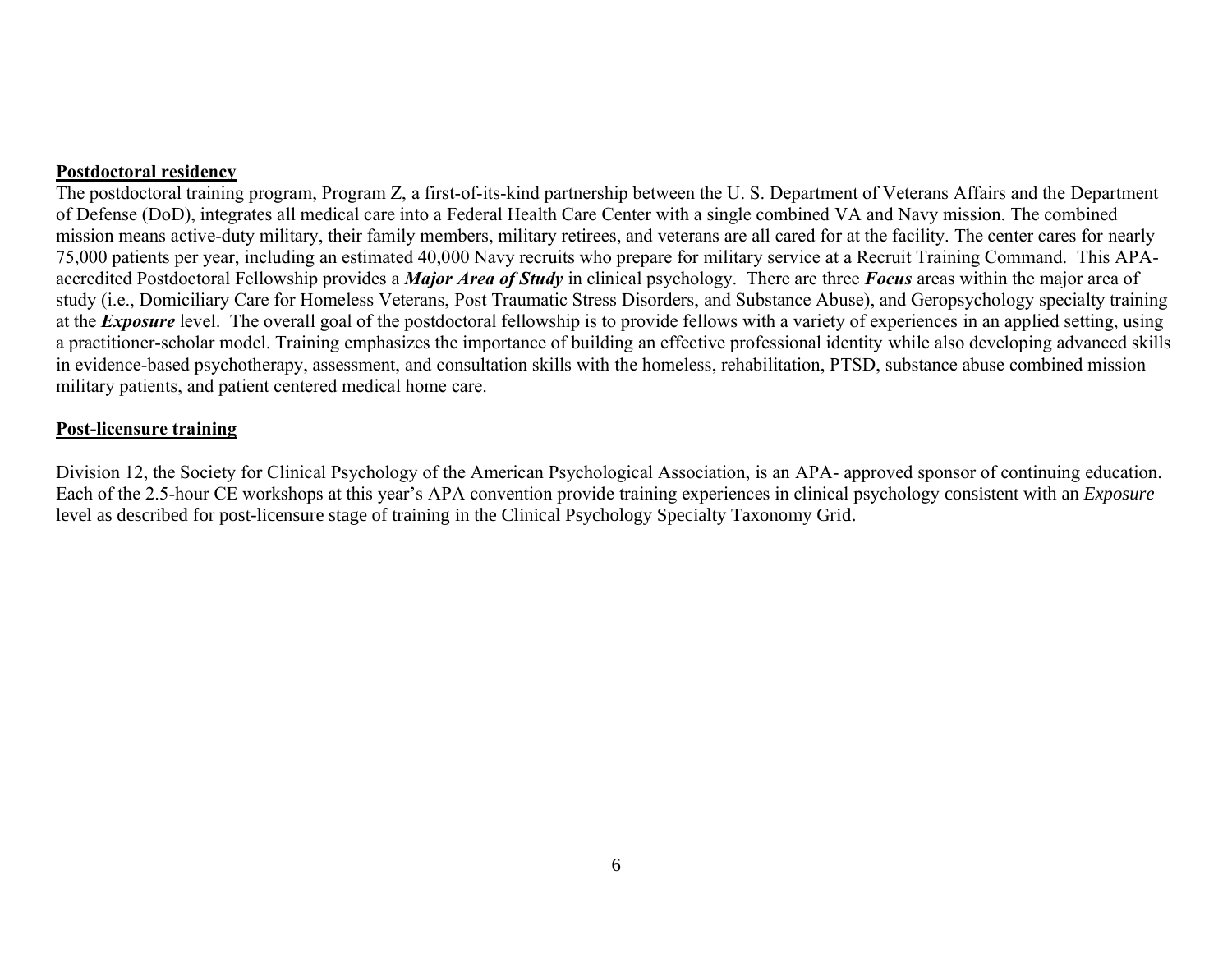**Postdoctoral residency**

The postdoctoral training program, Program Z, a first-of-its-kind partnership between the U. S. Department of Veterans Affairs and the Department of Defense (DoD), integrates all medical care into a Federal Health Care Center with a single combined VA and Navy mission. The combined mission means active-duty military, their family members, military retirees, and veterans are all cared for at the facility. The center cares for nearly 75,000 patients per year, including an estimated 40,000 Navy recruits who prepare for military service at a Recruit Training Command. This APA-accredited Postdoctoral Fellowship provides a ***Major Area of Study*** in clinical psychology. There are three ***Focus*** areas within the major area of study (i.e., Domiciliary Care for Homeless Veterans, Post Traumatic Stress Disorders, and Substance Abuse), and Geropsychology specialty training at the ***Exposure*** level. The overall goal of the postdoctoral fellowship is to provide fellows with a variety of experiences in an applied setting, using a practitioner-scholar model. Training emphasizes the importance of building an effective professional identity while also developing advanced skills in evidence-based psychotherapy, assessment, and consultation skills with the homeless, rehabilitation, PTSD, substance abuse combined mission military patients, and patient centered medical home care.

**Post-licensure training**

Division 12, the Society for Clinical Psychology of the American Psychological Association, is an APA- approved sponsor of continuing education. Each of the 2.5-hour CE workshops at this year's APA convention provide training experiences in clinical psychology consistent with an *Exposure* level as described for post-licensure stage of training in the Clinical Psychology Specialty Taxonomy Grid.